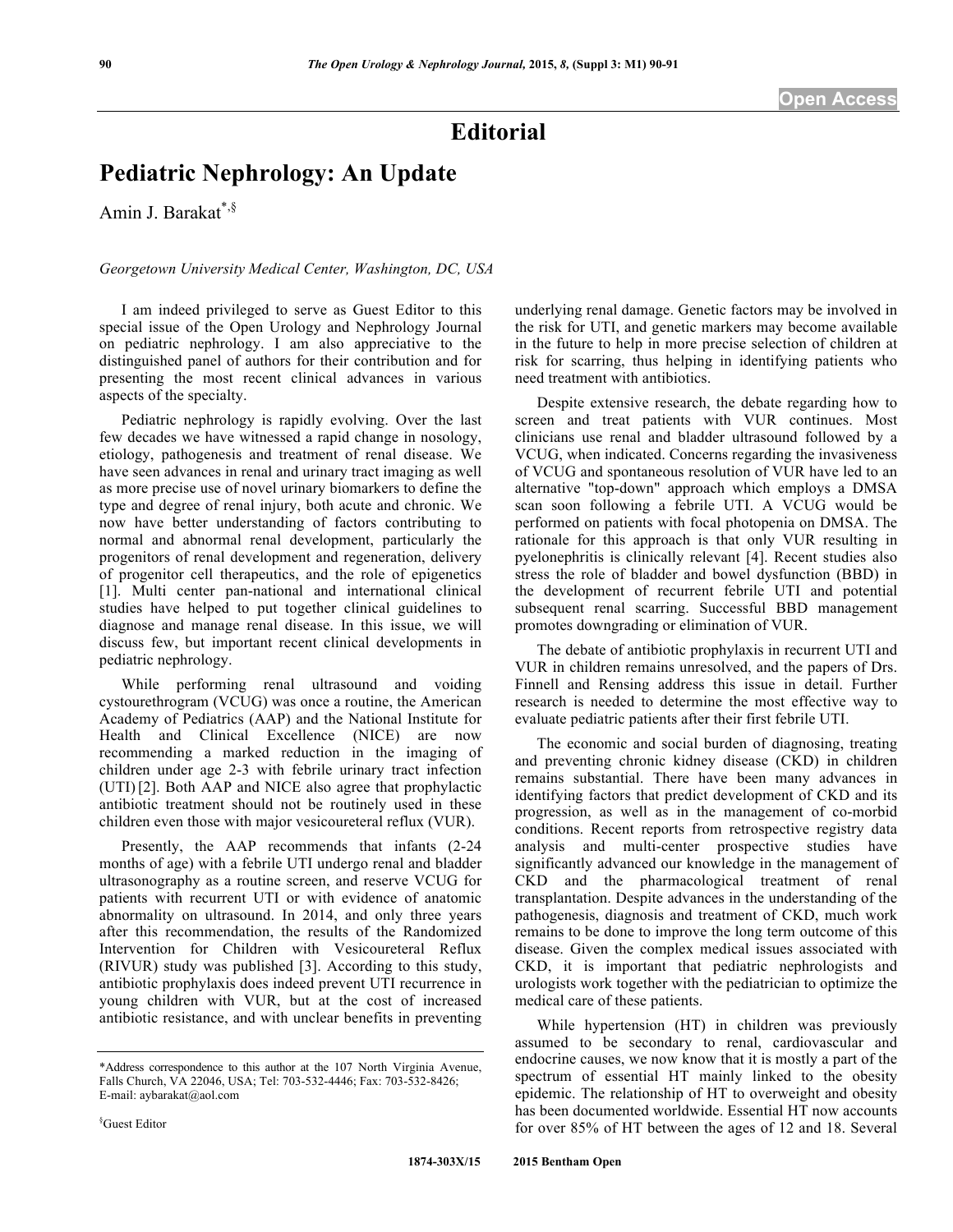Open Access

# Editorial

## Pediatric Nephrology: An Update

Amin J. Barakat[*,§]

*Georgetown University Medical Center, Washington, DC, USA*

I am indeed privileged to serve as Guest Editor to this special issue of the Open Urology and Nephrology Journal on pediatric nephrology. I am also appreciative to the distinguished panel of authors for their contribution and for presenting the most recent clinical advances in various aspects of the specialty.

Pediatric nephrology is rapidly evolving. Over the last few decades we have witnessed a rapid change in nosology, etiology, pathogenesis and treatment of renal disease. We have seen advances in renal and urinary tract imaging as well as more precise use of novel urinary biomarkers to define the type and degree of renal injury, both acute and chronic. We now have better understanding of factors contributing to normal and abnormal renal development, particularly the progenitors of renal development and regeneration, delivery of progenitor cell therapeutics, and the role of epigenetics [1]. Multi center pan-national and international clinical studies have helped to put together clinical guidelines to diagnose and manage renal disease. In this issue, we will discuss few, but important recent clinical developments in pediatric nephrology.

While performing renal ultrasound and voiding cystourethrogram (VCUG) was once a routine, the American Academy of Pediatrics (AAP) and the National Institute for Health and Clinical Excellence (NICE) are now recommending a marked reduction in the imaging of children under age 2-3 with febrile urinary tract infection (UTI) [2]. Both AAP and NICE also agree that prophylactic antibiotic treatment should not be routinely used in these children even those with major vesicoureteral reflux (VUR).

Presently, the AAP recommends that infants (2-24 months of age) with a febrile UTI undergo renal and bladder ultrasonography as a routine screen, and reserve VCUG for patients with recurrent UTI or with evidence of anatomic abnormality on ultrasound. In 2014, and only three years after this recommendation, the results of the Randomized Intervention for Children with Vesicoureteral Reflux (RIVUR) study was published [3]. According to this study, antibiotic prophylaxis does indeed prevent UTI recurrence in young children with VUR, but at the cost of increased antibiotic resistance, and with unclear benefits in preventing underlying renal damage. Genetic factors may be involved in the risk for UTI, and genetic markers may become available in the future to help in more precise selection of children at risk for scarring, thus helping in identifying patients who need treatment with antibiotics.

Despite extensive research, the debate regarding how to screen and treat patients with VUR continues. Most clinicians use renal and bladder ultrasound followed by a VCUG, when indicated. Concerns regarding the invasiveness of VCUG and spontaneous resolution of VUR have led to an alternative "top-down" approach which employs a DMSA scan soon following a febrile UTI. A VCUG would be performed on patients with focal photopenia on DMSA. The rationale for this approach is that only VUR resulting in pyelonephritis is clinically relevant [4]. Recent studies also stress the role of bladder and bowel dysfunction (BBD) in the development of recurrent febrile UTI and potential subsequent renal scarring. Successful BBD management promotes downgrading or elimination of VUR.

The debate of antibiotic prophylaxis in recurrent UTI and VUR in children remains unresolved, and the papers of Drs. Finnell and Rensing address this issue in detail. Further research is needed to determine the most effective way to evaluate pediatric patients after their first febrile UTI.

The economic and social burden of diagnosing, treating and preventing chronic kidney disease (CKD) in children remains substantial. There have been many advances in identifying factors that predict development of CKD and its progression, as well as in the management of co-morbid conditions. Recent reports from retrospective registry data analysis and multi-center prospective studies have significantly advanced our knowledge in the management of CKD and the pharmacological treatment of renal transplantation. Despite advances in the understanding of the pathogenesis, diagnosis and treatment of CKD, much work remains to be done to improve the long term outcome of this disease. Given the complex medical issues associated with CKD, it is important that pediatric nephrologists and urologists work together with the pediatrician to optimize the medical care of these patients.

While hypertension (HT) in children was previously assumed to be secondary to renal, cardiovascular and endocrine causes, we now know that it is mostly a part of the spectrum of essential HT mainly linked to the obesity epidemic. The relationship of HT to overweight and obesity has been documented worldwide. Essential HT now accounts for over 85% of HT between the ages of 12 and 18. Several

---

*Address correspondence to this author at the 107 North Virginia Avenue, Falls Church, VA 22046, USA; Tel: 703-532-4446; Fax: 703-532-8426; E-mail: aybarakat@aol.com

§Guest Editor

1874-303X/15 2015 Bentham Open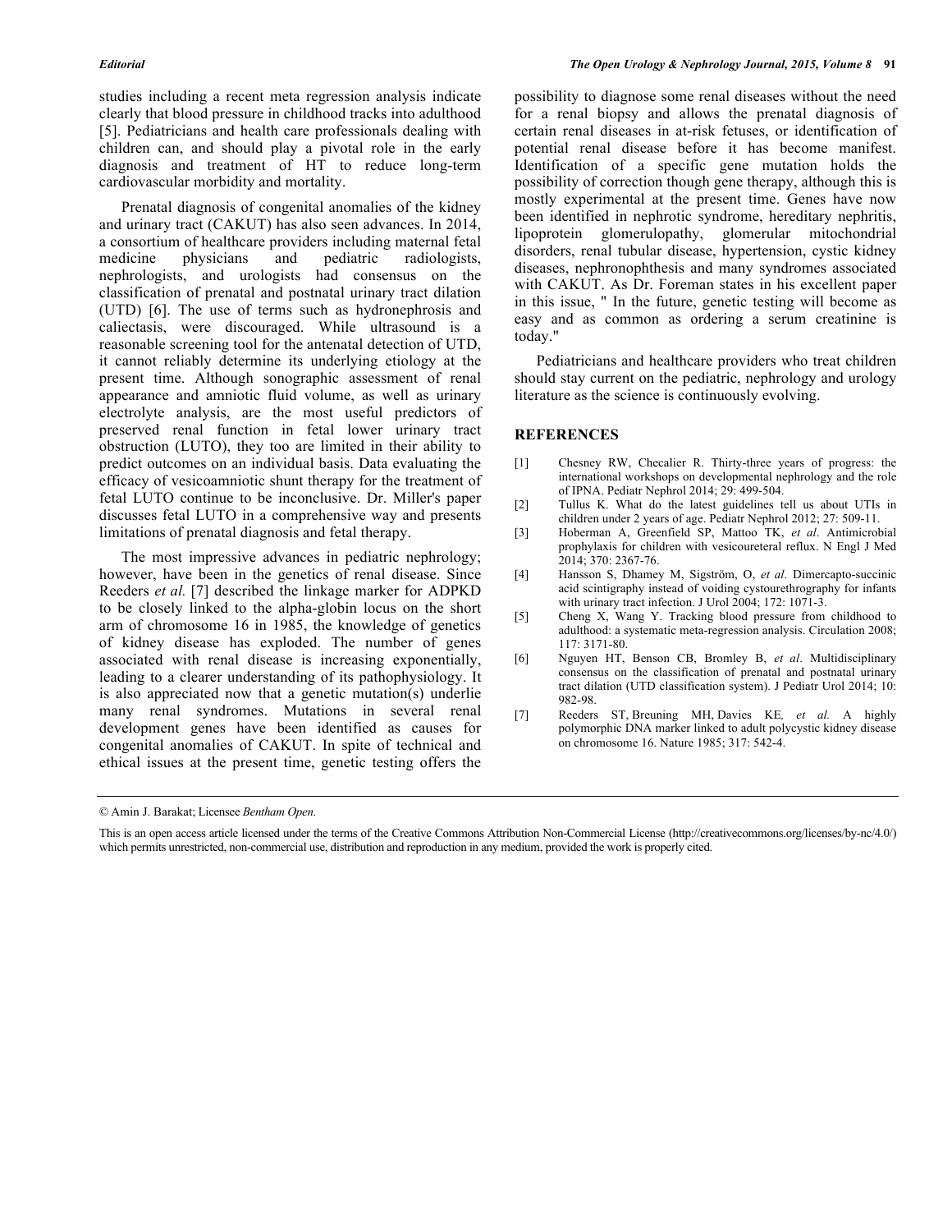studies including a recent meta regression analysis indicate clearly that blood pressure in childhood tracks into adulthood [5]. Pediatricians and health care professionals dealing with children can, and should play a pivotal role in the early diagnosis and treatment of HT to reduce long-term cardiovascular morbidity and mortality.

Prenatal diagnosis of congenital anomalies of the kidney and urinary tract (CAKUT) has also seen advances. In 2014, a consortium of healthcare providers including maternal fetal medicine physicians and pediatric radiologists, nephrologists, and urologists had consensus on the classification of prenatal and postnatal urinary tract dilation (UTD) [6]. The use of terms such as hydronephrosis and caliectasis, were discouraged. While ultrasound is a reasonable screening tool for the antenatal detection of UTD, it cannot reliably determine its underlying etiology at the present time. Although sonographic assessment of renal appearance and amniotic fluid volume, as well as urinary electrolyte analysis, are the most useful predictors of preserved renal function in fetal lower urinary tract obstruction (LUTO), they too are limited in their ability to predict outcomes on an individual basis. Data evaluating the efficacy of vesicoamniotic shunt therapy for the treatment of fetal LUTO continue to be inconclusive. Dr. Miller's paper discusses fetal LUTO in a comprehensive way and presents limitations of prenatal diagnosis and fetal therapy.

The most impressive advances in pediatric nephrology; however, have been in the genetics of renal disease. Since Reeders *et al.* [7] described the linkage marker for ADPKD to be closely linked to the alpha-globin locus on the short arm of chromosome 16 in 1985, the knowledge of genetics of kidney disease has exploded. The number of genes associated with renal disease is increasing exponentially, leading to a clearer understanding of its pathophysiology. It is also appreciated now that a genetic mutation(s) underlie many renal syndromes. Mutations in several renal development genes have been identified as causes for congenital anomalies of CAKUT. In spite of technical and ethical issues at the present time, genetic testing offers the possibility to diagnose some renal diseases without the need for a renal biopsy and allows the prenatal diagnosis of certain renal diseases in at-risk fetuses, or identification of potential renal disease before it has become manifest. Identification of a specific gene mutation holds the possibility of correction though gene therapy, although this is mostly experimental at the present time. Genes have now been identified in nephrotic syndrome, hereditary nephritis, lipoprotein glomerulopathy, glomerular mitochondrial disorders, renal tubular disease, hypertension, cystic kidney diseases, nephronophthesis and many syndromes associated with CAKUT. As Dr. Foreman states in his excellent paper in this issue, " In the future, genetic testing will become as easy and as common as ordering a serum creatinine is today."

Pediatricians and healthcare providers who treat children should stay current on the pediatric, nephrology and urology literature as the science is continuously evolving.

## REFERENCES

[1] Chesney RW, Checalier R. Thirty-three years of progress: the international workshops on developmental nephrology and the role of IPNA. Pediatr Nephrol 2014; 29: 499-504.

[2] Tullus K. What do the latest guidelines tell us about UTIs in children under 2 years of age. Pediatr Nephrol 2012; 27: 509-11.

[3] Hoberman A, Greenfield SP, Mattoo TK, *et al*. Antimicrobial prophylaxis for children with vesicoureteral reflux. N Engl J Med 2014; 370: 2367-76.

[4] Hansson S, Dhamey M, Sigström, O, *et al*. Dimercapto-succinic acid scintigraphy instead of voiding cystourethrography for infants with urinary tract infection. J Urol 2004; 172: 1071-3.

[5] Cheng X, Wang Y. Tracking blood pressure from childhood to adulthood: a systematic meta-regression analysis. Circulation 2008; 117: 3171-80.

[6] Nguyen HT, Benson CB, Bromley B, *et al*. Multidisciplinary consensus on the classification of prenatal and postnatal urinary tract dilation (UTD classification system). J Pediatr Urol 2014; 10: 982-98.

[7] Reeders ST, Breuning MH, Davies KE*, et al.* A highly polymorphic DNA marker linked to adult polycystic kidney disease on chromosome 16. Nature 1985; 317: 542-4.

---

© Amin J. Barakat; Licensee *Bentham Open.*

This is an open access article licensed under the terms of the Creative Commons Attribution Non-Commercial License (http://creativecommons.org/licenses/by-nc/4.0/) which permits unrestricted, non-commercial use, distribution and reproduction in any medium, provided the work is properly cited.